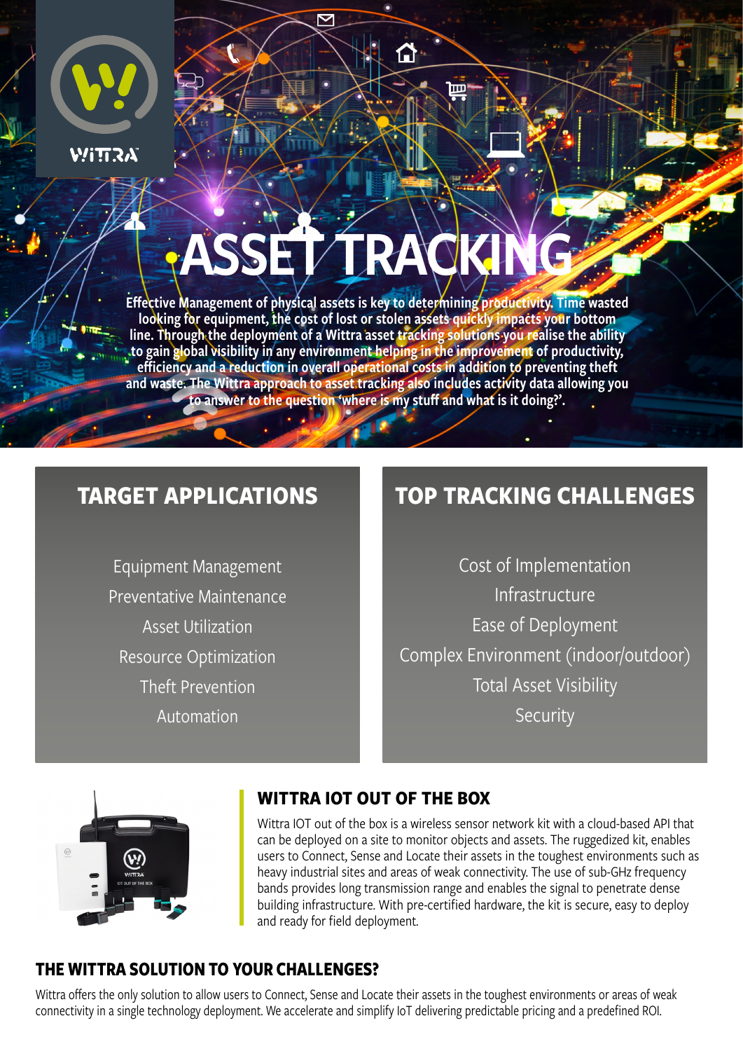# ASSET TRACKING

Effective Management of physical assets is key to determining productivity. Time wasted looking for equipment, the cost of lost or stolen assets quickly impacts your bottom line. Through the deployment of a Wittra asset tracking solutions you realise the ability to gain global visibility in any environment helping in the improvement of productivity, efficiency and a reduction in overall operational costs in addition to preventing theft and waste. The Wittra approach to asset tracking also includes activity data allowing you to answer to the question 'where is my stuff and what is it doing?'.

## TARGET APPLICATIONS

Equipment Management
Preventative Maintenance
Asset Utilization
Resource Optimization
Theft Prevention
Automation

## TOP TRACKING CHALLENGES

Cost of Implementation
Infrastructure
Ease of Deployment
Complex Environment (indoor/outdoor)
Total Asset Visibility
Security

## WITTRA IOT OUT OF THE BOX

Wittra IOT out of the box is a wireless sensor network kit with a cloud-based API that can be deployed on a site to monitor objects and assets. The ruggedized kit, enables users to Connect, Sense and Locate their assets in the toughest environments such as heavy industrial sites and areas of weak connectivity. The use of sub-GHz frequency bands provides long transmission range and enables the signal to penetrate dense building infrastructure. With pre-certified hardware, the kit is secure, easy to deploy and ready for field deployment.

## THE WITTRA SOLUTION TO YOUR CHALLENGES?

Wittra offers the only solution to allow users to Connect, Sense and Locate their assets in the toughest environments or areas of weak connectivity in a single technology deployment. We accelerate and simplify IoT delivering predictable pricing and a predefined ROI.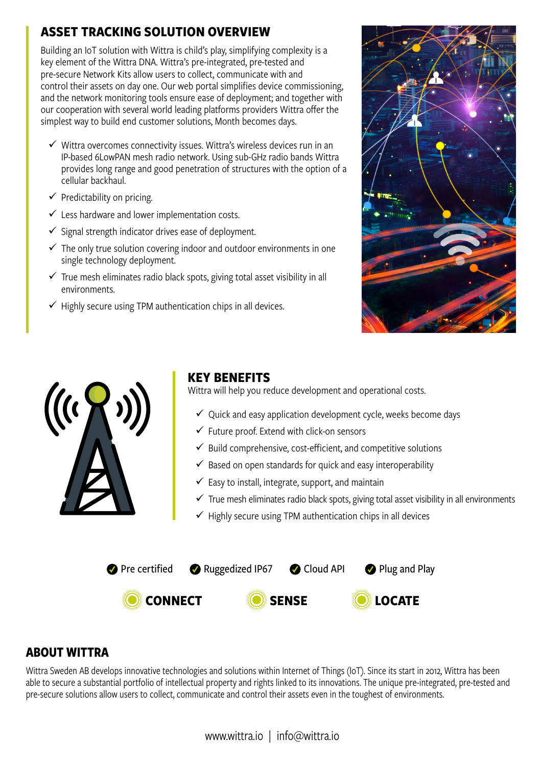## ASSET TRACKING SOLUTION OVERVIEW

Building an IoT solution with Wittra is child's play, simplifying complexity is a key element of the Wittra DNA. Wittra's pre-integrated, pre-tested and pre-secure Network Kits allow users to collect, communicate with and control their assets on day one. Our web portal simplifies device commissioning, and the network monitoring tools ensure ease of deployment; and together with our cooperation with several world leading platforms providers Wittra offer the simplest way to build end customer solutions, Month becomes days.

- ✓ Wittra overcomes connectivity issues. Wittra's wireless devices run in an IP-based 6LowPAN mesh radio network. Using sub-GHz radio bands Wittra provides long range and good penetration of structures with the option of a cellular backhaul.
- ✓ Predictability on pricing.
- ✓ Less hardware and lower implementation costs.
- ✓ Signal strength indicator drives ease of deployment.
- ✓ The only true solution covering indoor and outdoor environments in one single technology deployment.
- ✓ True mesh eliminates radio black spots, giving total asset visibility in all environments.
- ✓ Highly secure using TPM authentication chips in all devices.

## KEY BENEFITS

Wittra will help you reduce development and operational costs.

- ✓ Quick and easy application development cycle, weeks become days
- ✓ Future proof. Extend with click-on sensors
- ✓ Build comprehensive, cost-efficient, and competitive solutions
- ✓ Based on open standards for quick and easy interoperability
- ✓ Easy to install, integrate, support, and maintain
- ✓ True mesh eliminates radio black spots, giving total asset visibility in all environments
- ✓ Highly secure using TPM authentication chips in all devices

✓ Pre certified ✓ Ruggedized IP67 ✓ Cloud API ✓ Plug and Play

**CONNECT** **SENSE** **LOCATE**

## ABOUT WITTRA

Wittra Sweden AB develops innovative technologies and solutions within Internet of Things (IoT). Since its start in 2012, Wittra has been able to secure a substantial portfolio of intellectual property and rights linked to its innovations. The unique pre-integrated, pre-tested and pre-secure solutions allow users to collect, communicate and control their assets even in the toughest of environments.

www.wittra.io | info@wittra.io